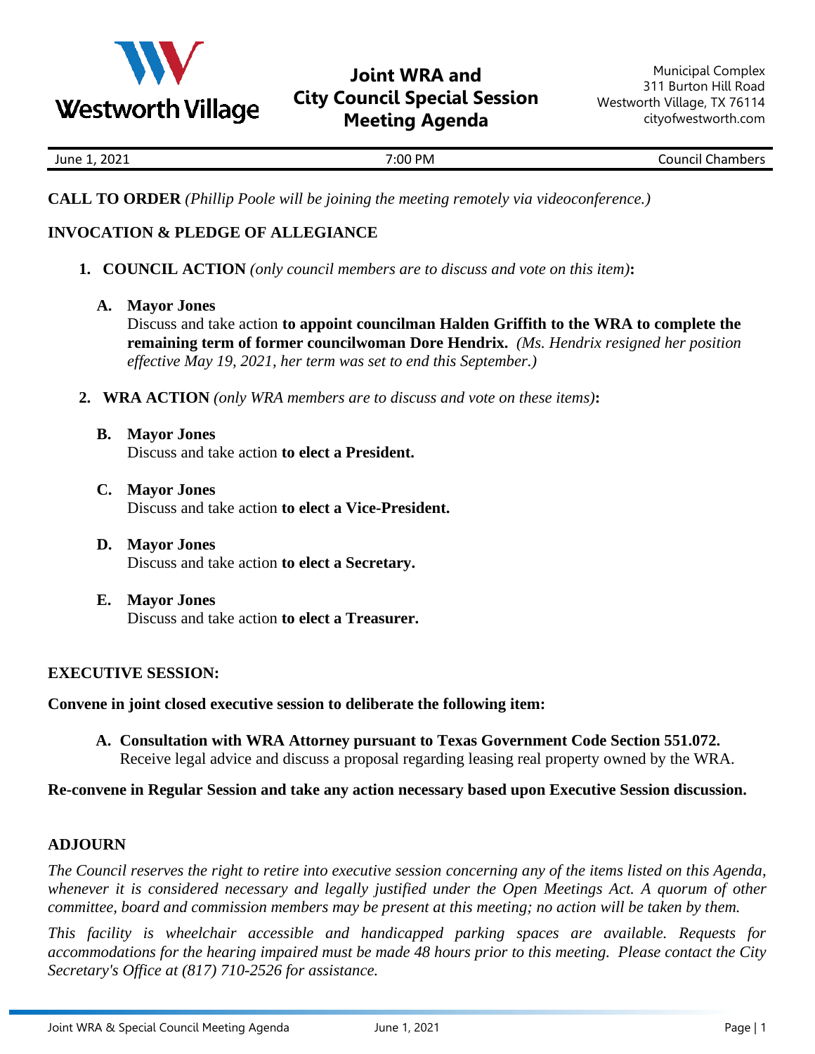Westworth Village

# Joint WRA and City Council Special Session Meeting Agenda

Municipal Complex
311 Burton Hill Road
Westworth Village, TX 76114
cityofwestworth.com

June 1, 2021 | 7:00 PM | Council Chambers

**CALL TO ORDER** *(Phillip Poole will be joining the meeting remotely via videoconference.)*

**INVOCATION & PLEDGE OF ALLEGIANCE**

1. **COUNCIL ACTION** *(only council members are to discuss and vote on this item)***:**

   **A. Mayor Jones**
   Discuss and take action **to appoint councilman Halden Griffith to the WRA to complete the remaining term of former councilwoman Dore Hendrix.** *(Ms. Hendrix resigned her position effective May 19, 2021, her term was set to end this September.)*

2. **WRA ACTION** *(only WRA members are to discuss and vote on these items)***:**

   **B. Mayor Jones**
   Discuss and take action **to elect a President.**

   **C. Mayor Jones**
   Discuss and take action **to elect a Vice-President.**

   **D. Mayor Jones**
   Discuss and take action **to elect a Secretary.**

   **E. Mayor Jones**
   Discuss and take action **to elect a Treasurer.**

**EXECUTIVE SESSION:**

**Convene in joint closed executive session to deliberate the following item:**

**A. Consultation with WRA Attorney pursuant to Texas Government Code Section 551.072.**
Receive legal advice and discuss a proposal regarding leasing real property owned by the WRA.

**Re-convene in Regular Session and take any action necessary based upon Executive Session discussion.**

**ADJOURN**

*The Council reserves the right to retire into executive session concerning any of the items listed on this Agenda, whenever it is considered necessary and legally justified under the Open Meetings Act. A quorum of other committee, board and commission members may be present at this meeting; no action will be taken by them.*

*This facility is wheelchair accessible and handicapped parking spaces are available. Requests for accommodations for the hearing impaired must be made 48 hours prior to this meeting. Please contact the City Secretary's Office at (817) 710-2526 for assistance.*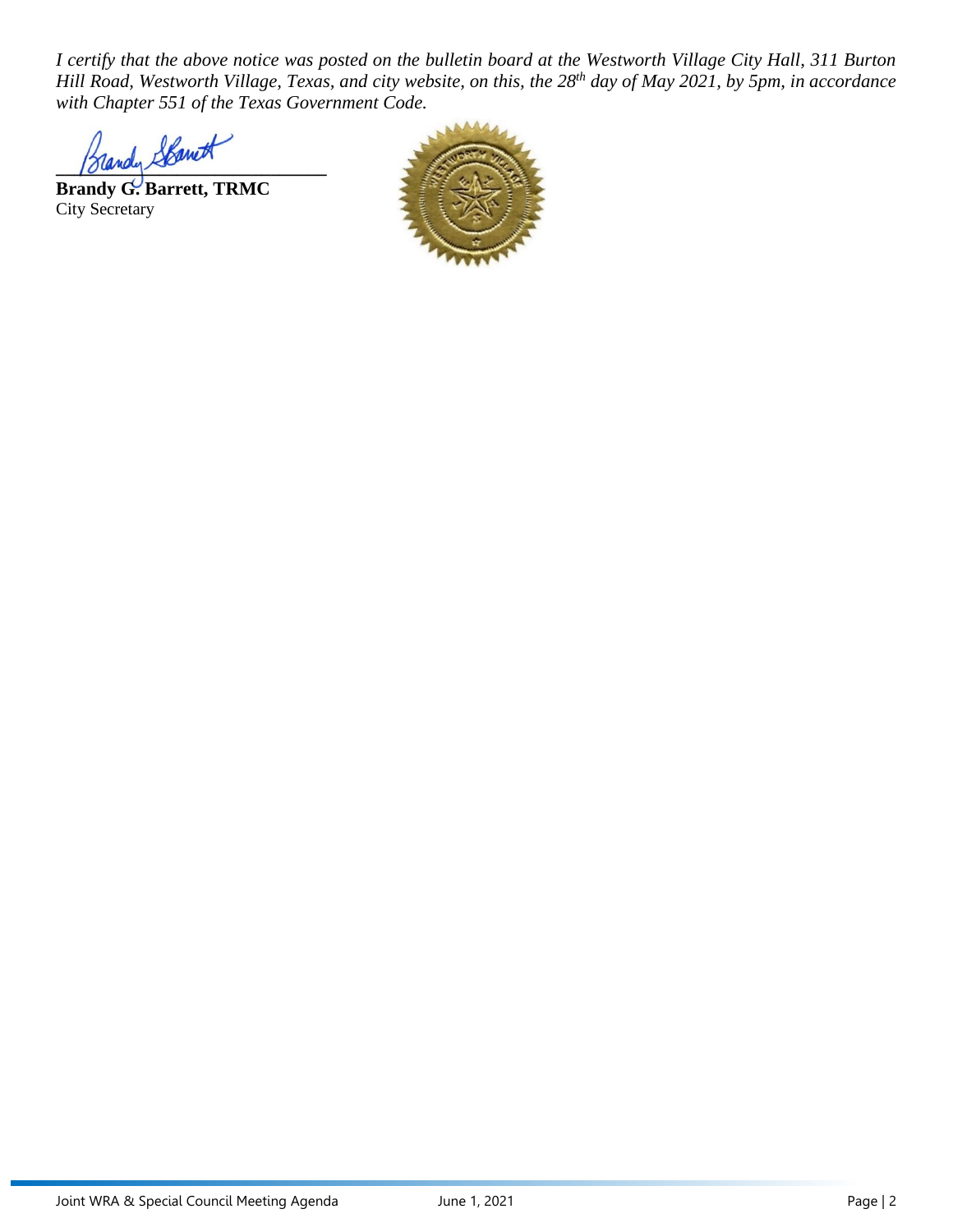*I certify that the above notice was posted on the bulletin board at the Westworth Village City Hall, 311 Burton Hill Road, Westworth Village, Texas, and city website, on this, the 28th day of May 2021, by 5pm, in accordance with Chapter 551 of the Texas Government Code.*

**Brandy G. Barrett, TRMC**
City Secretary